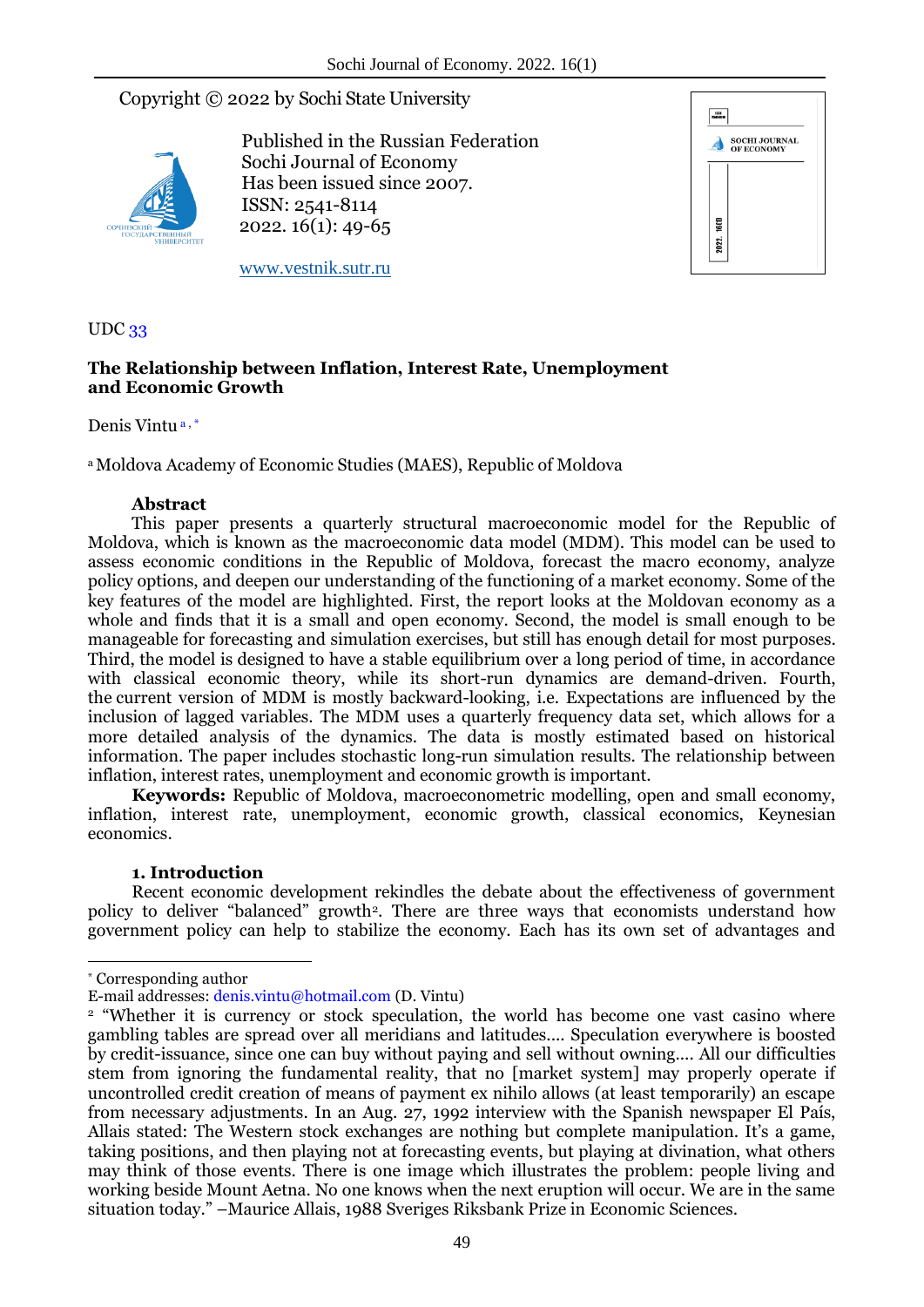Copyright © 2022 by Sochi State University

Published in the Russian Federation
Sochi Journal of Economy
Has been issued since 2007.
ISSN: 2541-8114
2022. 16(1): 49-65

www.vestnik.sutr.ru

UDC 33

**The Relationship between Inflation, Interest Rate, Unemployment and Economic Growth**

Denis Vintu [a, *]

[a] Moldova Academy of Economic Studies (MAES), Republic of Moldova

**Abstract**

This paper presents a quarterly structural macroeconomic model for the Republic of Moldova, which is known as the macroeconomic data model (MDM). This model can be used to assess economic conditions in the Republic of Moldova, forecast the macro economy, analyze policy options, and deepen our understanding of the functioning of a market economy. Some of the key features of the model are highlighted. First, the report looks at the Moldovan economy as a whole and finds that it is a small and open economy. Second, the model is small enough to be manageable for forecasting and simulation exercises, but still has enough detail for most purposes. Third, the model is designed to have a stable equilibrium over a long period of time, in accordance with classical economic theory, while its short-run dynamics are demand-driven. Fourth, the current version of MDM is mostly backward-looking, i.e. Expectations are influenced by the inclusion of lagged variables. The MDM uses a quarterly frequency data set, which allows for a more detailed analysis of the dynamics. The data is mostly estimated based on historical information. The paper includes stochastic long-run simulation results. The relationship between inflation, interest rates, unemployment and economic growth is important.

**Keywords:** Republic of Moldova, macroeconometric modelling, open and small economy, inflation, interest rate, unemployment, economic growth, classical economics, Keynesian economics.

## 1. Introduction

Recent economic development rekindles the debate about the effectiveness of government policy to deliver "balanced" growth[2]. There are three ways that economists understand how government policy can help to stabilize the economy. Each has its own set of advantages and

---

[*] Corresponding author
E-mail addresses: denis.vintu@hotmail.com (D. Vintu)

[2] "Whether it is currency or stock speculation, the world has become one vast casino where gambling tables are spread over all meridians and latitudes.... Speculation everywhere is boosted by credit-issuance, since one can buy without paying and sell without owning.... All our difficulties stem from ignoring the fundamental reality, that no [market system] may properly operate if uncontrolled credit creation of means of payment ex nihilo allows (at least temporarily) an escape from necessary adjustments. In an Aug. 27, 1992 interview with the Spanish newspaper El País, Allais stated: The Western stock exchanges are nothing but complete manipulation. It's a game, taking positions, and then playing not at forecasting events, but playing at divination, what others may think of those events. There is one image which illustrates the problem: people living and working beside Mount Aetna. No one knows when the next eruption will occur. We are in the same situation today." –Maurice Allais, 1988 Sveriges Riksbank Prize in Economic Sciences.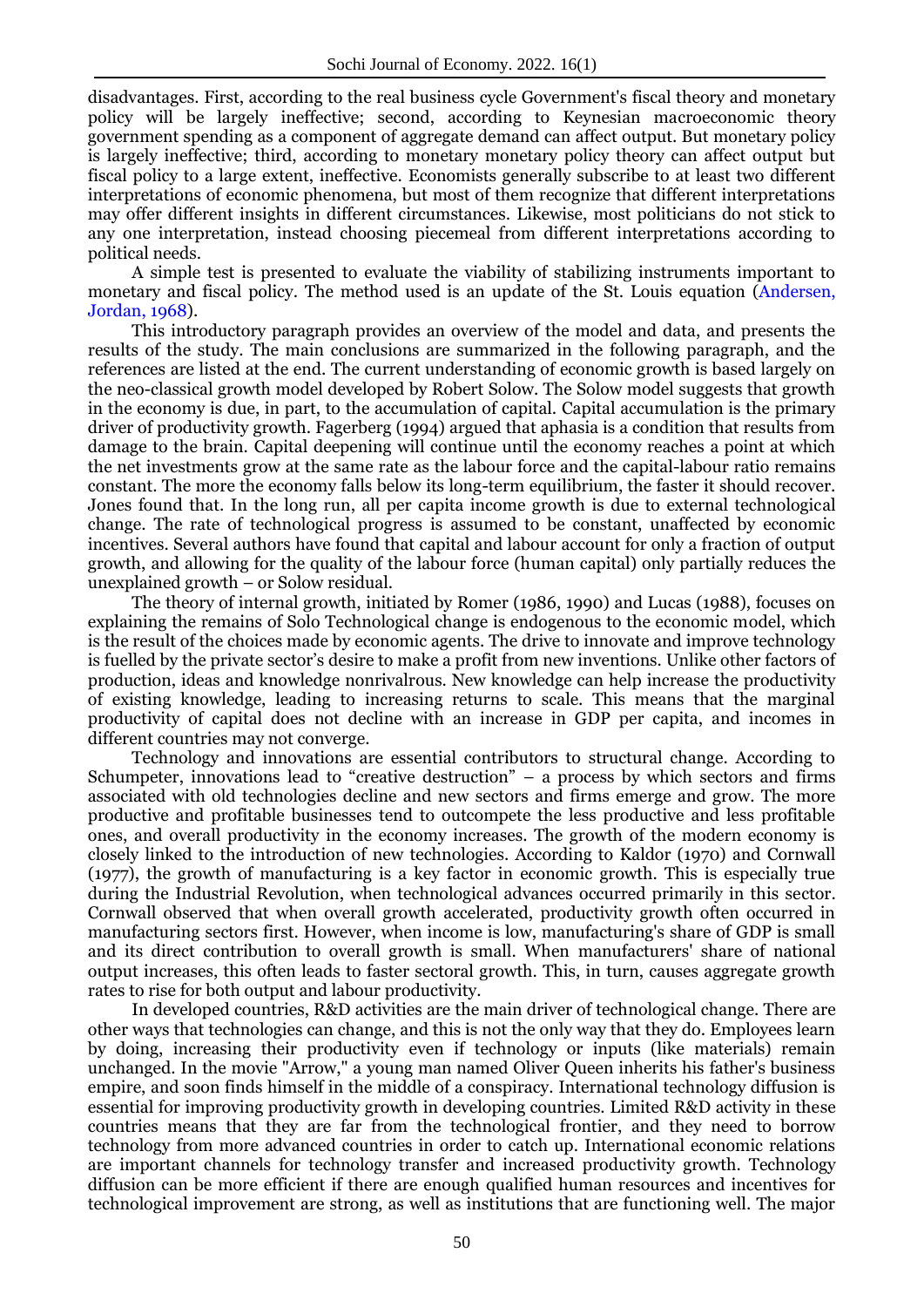disadvantages. First, according to the real business cycle Government's fiscal theory and monetary policy will be largely ineffective; second, according to Keynesian macroeconomic theory government spending as a component of aggregate demand can affect output. But monetary policy is largely ineffective; third, according to monetary monetary policy theory can affect output but fiscal policy to a large extent, ineffective. Economists generally subscribe to at least two different interpretations of economic phenomena, but most of them recognize that different interpretations may offer different insights in different circumstances. Likewise, most politicians do not stick to any one interpretation, instead choosing piecemeal from different interpretations according to political needs.

A simple test is presented to evaluate the viability of stabilizing instruments important to monetary and fiscal policy. The method used is an update of the St. Louis equation (Andersen, Jordan, 1968).

This introductory paragraph provides an overview of the model and data, and presents the results of the study. The main conclusions are summarized in the following paragraph, and the references are listed at the end. The current understanding of economic growth is based largely on the neo-classical growth model developed by Robert Solow. The Solow model suggests that growth in the economy is due, in part, to the accumulation of capital. Capital accumulation is the primary driver of productivity growth. Fagerberg (1994) argued that aphasia is a condition that results from damage to the brain. Capital deepening will continue until the economy reaches a point at which the net investments grow at the same rate as the labour force and the capital-labour ratio remains constant. The more the economy falls below its long-term equilibrium, the faster it should recover. Jones found that. In the long run, all per capita income growth is due to external technological change. The rate of technological progress is assumed to be constant, unaffected by economic incentives. Several authors have found that capital and labour account for only a fraction of output growth, and allowing for the quality of the labour force (human capital) only partially reduces the unexplained growth – or Solow residual.

The theory of internal growth, initiated by Romer (1986, 1990) and Lucas (1988), focuses on explaining the remains of Solo Technological change is endogenous to the economic model, which is the result of the choices made by economic agents. The drive to innovate and improve technology is fuelled by the private sector's desire to make a profit from new inventions. Unlike other factors of production, ideas and knowledge nonrivalrous. New knowledge can help increase the productivity of existing knowledge, leading to increasing returns to scale. This means that the marginal productivity of capital does not decline with an increase in GDP per capita, and incomes in different countries may not converge.

Technology and innovations are essential contributors to structural change. According to Schumpeter, innovations lead to "creative destruction" – a process by which sectors and firms associated with old technologies decline and new sectors and firms emerge and grow. The more productive and profitable businesses tend to outcompete the less productive and less profitable ones, and overall productivity in the economy increases. The growth of the modern economy is closely linked to the introduction of new technologies. According to Kaldor (1970) and Cornwall (1977), the growth of manufacturing is a key factor in economic growth. This is especially true during the Industrial Revolution, when technological advances occurred primarily in this sector. Cornwall observed that when overall growth accelerated, productivity growth often occurred in manufacturing sectors first. However, when income is low, manufacturing's share of GDP is small and its direct contribution to overall growth is small. When manufacturers' share of national output increases, this often leads to faster sectoral growth. This, in turn, causes aggregate growth rates to rise for both output and labour productivity.

In developed countries, R&D activities are the main driver of technological change. There are other ways that technologies can change, and this is not the only way that they do. Employees learn by doing, increasing their productivity even if technology or inputs (like materials) remain unchanged. In the movie "Arrow," a young man named Oliver Queen inherits his father's business empire, and soon finds himself in the middle of a conspiracy. International technology diffusion is essential for improving productivity growth in developing countries. Limited R&D activity in these countries means that they are far from the technological frontier, and they need to borrow technology from more advanced countries in order to catch up. International economic relations are important channels for technology transfer and increased productivity growth. Technology diffusion can be more efficient if there are enough qualified human resources and incentives for technological improvement are strong, as well as institutions that are functioning well. The major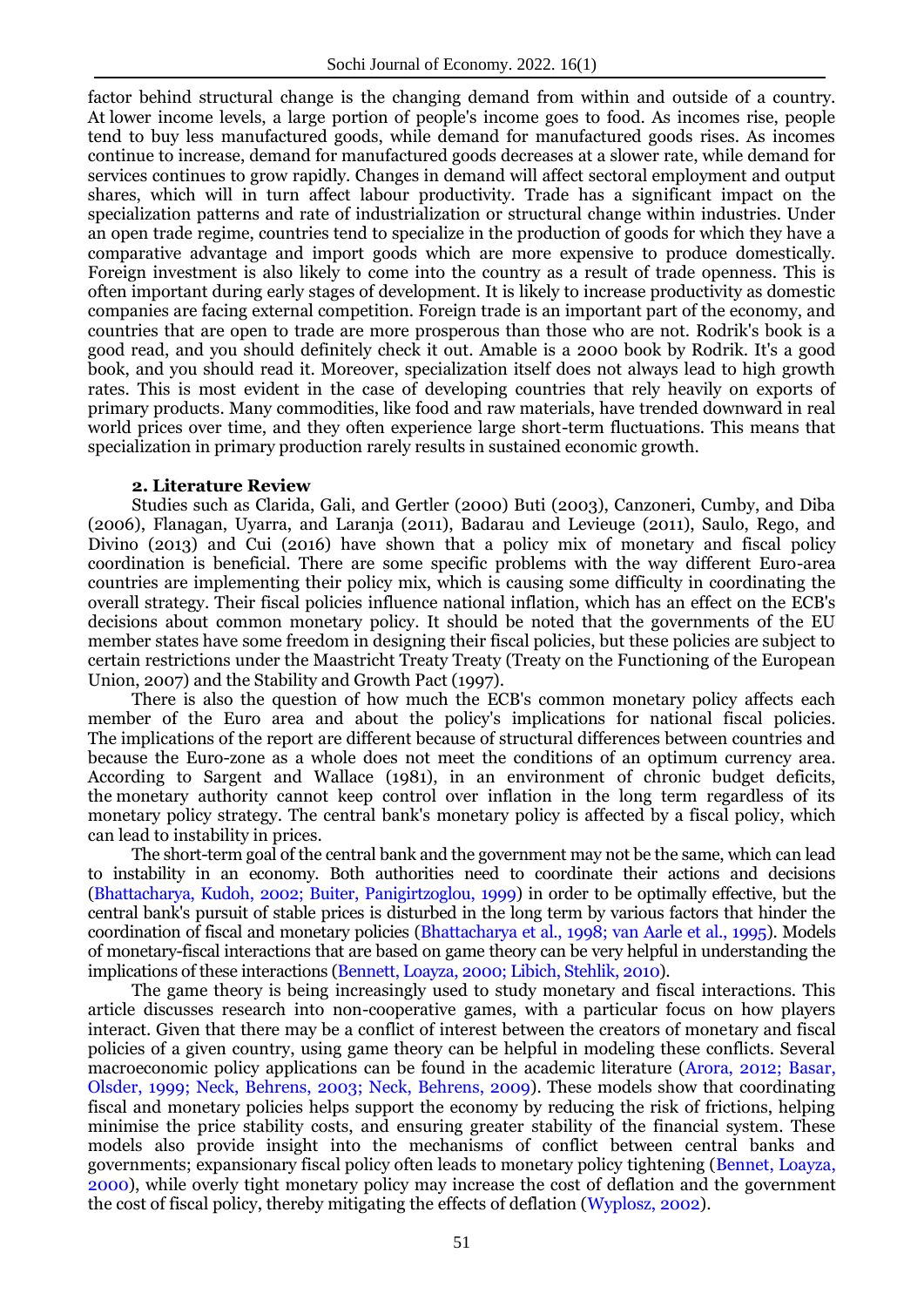factor behind structural change is the changing demand from within and outside of a country. At lower income levels, a large portion of people's income goes to food. As incomes rise, people tend to buy less manufactured goods, while demand for manufactured goods rises. As incomes continue to increase, demand for manufactured goods decreases at a slower rate, while demand for services continues to grow rapidly. Changes in demand will affect sectoral employment and output shares, which will in turn affect labour productivity. Trade has a significant impact on the specialization patterns and rate of industrialization or structural change within industries. Under an open trade regime, countries tend to specialize in the production of goods for which they have a comparative advantage and import goods which are more expensive to produce domestically. Foreign investment is also likely to come into the country as a result of trade openness. This is often important during early stages of development. It is likely to increase productivity as domestic companies are facing external competition. Foreign trade is an important part of the economy, and countries that are open to trade are more prosperous than those who are not. Rodrik's book is a good read, and you should definitely check it out. Amable is a 2000 book by Rodrik. It's a good book, and you should read it. Moreover, specialization itself does not always lead to high growth rates. This is most evident in the case of developing countries that rely heavily on exports of primary products. Many commodities, like food and raw materials, have trended downward in real world prices over time, and they often experience large short-term fluctuations. This means that specialization in primary production rarely results in sustained economic growth.

## 2. Literature Review

Studies such as Clarida, Gali, and Gertler (2000) Buti (2003), Canzoneri, Cumby, and Diba (2006), Flanagan, Uyarra, and Laranja (2011), Badarau and Levieuge (2011), Saulo, Rego, and Divino (2013) and Cui (2016) have shown that a policy mix of monetary and fiscal policy coordination is beneficial. There are some specific problems with the way different Euro-area countries are implementing their policy mix, which is causing some difficulty in coordinating the overall strategy. Their fiscal policies influence national inflation, which has an effect on the ECB's decisions about common monetary policy. It should be noted that the governments of the EU member states have some freedom in designing their fiscal policies, but these policies are subject to certain restrictions under the Maastricht Treaty Treaty (Treaty on the Functioning of the European Union, 2007) and the Stability and Growth Pact (1997).

There is also the question of how much the ECB's common monetary policy affects each member of the Euro area and about the policy's implications for national fiscal policies. The implications of the report are different because of structural differences between countries and because the Euro-zone as a whole does not meet the conditions of an optimum currency area. According to Sargent and Wallace (1981), in an environment of chronic budget deficits, the monetary authority cannot keep control over inflation in the long term regardless of its monetary policy strategy. The central bank's monetary policy is affected by a fiscal policy, which can lead to instability in prices.

The short-term goal of the central bank and the government may not be the same, which can lead to instability in an economy. Both authorities need to coordinate their actions and decisions (Bhattacharya, Kudoh, 2002; Buiter, Panigirtzoglou, 1999) in order to be optimally effective, but the central bank's pursuit of stable prices is disturbed in the long term by various factors that hinder the coordination of fiscal and monetary policies (Bhattacharya et al., 1998; van Aarle et al., 1995). Models of monetary-fiscal interactions that are based on game theory can be very helpful in understanding the implications of these interactions (Bennett, Loayza, 2000; Libich, Stehlik, 2010).

The game theory is being increasingly used to study monetary and fiscal interactions. This article discusses research into non-cooperative games, with a particular focus on how players interact. Given that there may be a conflict of interest between the creators of monetary and fiscal policies of a given country, using game theory can be helpful in modeling these conflicts. Several macroeconomic policy applications can be found in the academic literature (Arora, 2012; Basar, Olsder, 1999; Neck, Behrens, 2003; Neck, Behrens, 2009). These models show that coordinating fiscal and monetary policies helps support the economy by reducing the risk of frictions, helping minimise the price stability costs, and ensuring greater stability of the financial system. These models also provide insight into the mechanisms of conflict between central banks and governments; expansionary fiscal policy often leads to monetary policy tightening (Bennet, Loayza, 2000), while overly tight monetary policy may increase the cost of deflation and the government the cost of fiscal policy, thereby mitigating the effects of deflation (Wyplosz, 2002).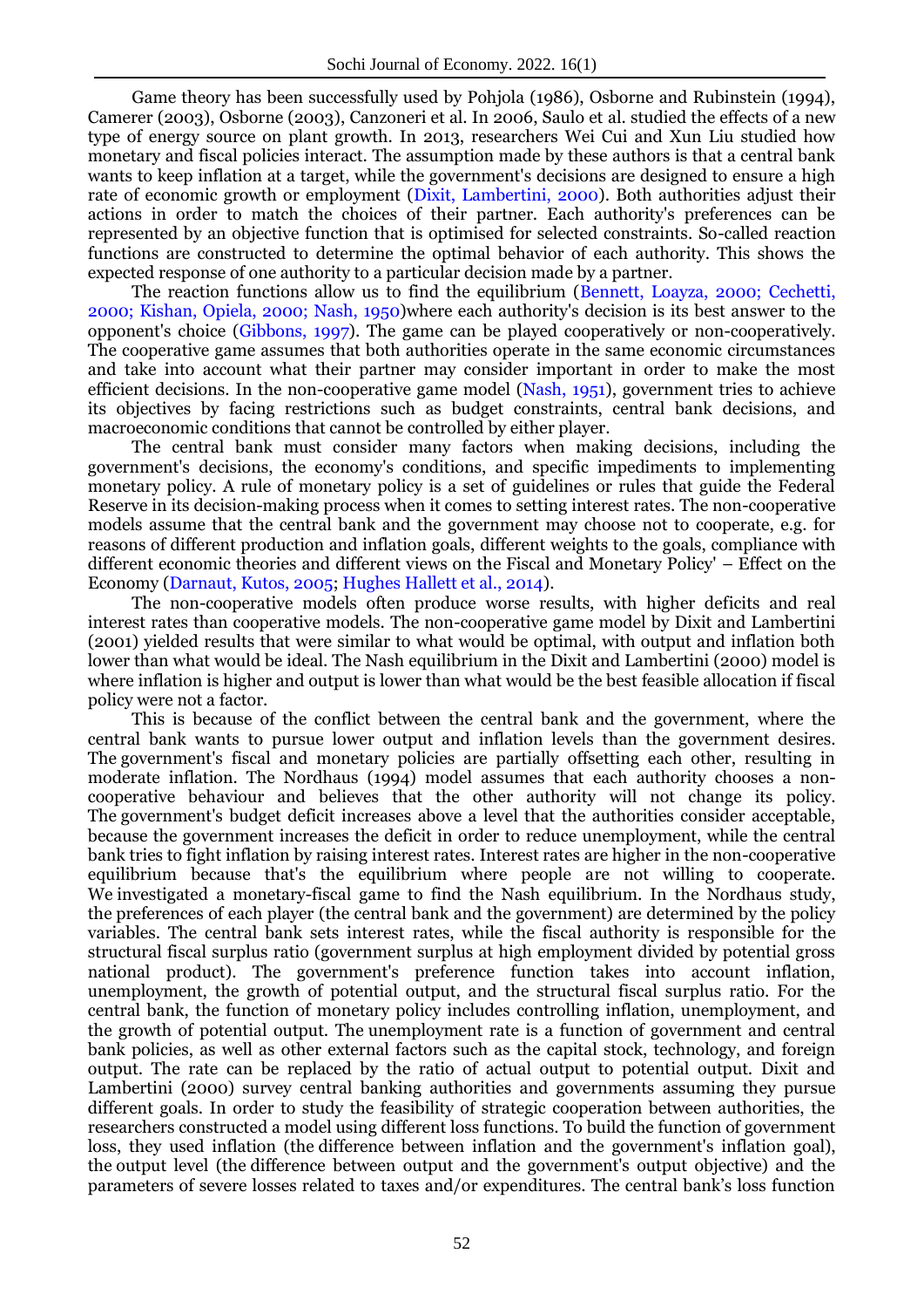Game theory has been successfully used by Pohjola (1986), Osborne and Rubinstein (1994), Camerer (2003), Osborne (2003), Canzoneri et al. In 2006, Saulo et al. studied the effects of a new type of energy source on plant growth. In 2013, researchers Wei Cui and Xun Liu studied how monetary and fiscal policies interact. The assumption made by these authors is that a central bank wants to keep inflation at a target, while the government's decisions are designed to ensure a high rate of economic growth or employment (Dixit, Lambertini, 2000). Both authorities adjust their actions in order to match the choices of their partner. Each authority's preferences can be represented by an objective function that is optimised for selected constraints. So-called reaction functions are constructed to determine the optimal behavior of each authority. This shows the expected response of one authority to a particular decision made by a partner.

The reaction functions allow us to find the equilibrium (Bennett, Loayza, 2000; Cechetti, 2000; Kishan, Opiela, 2000; Nash, 1950)where each authority's decision is its best answer to the opponent's choice (Gibbons, 1997). The game can be played cooperatively or non-cooperatively. The cooperative game assumes that both authorities operate in the same economic circumstances and take into account what their partner may consider important in order to make the most efficient decisions. In the non-cooperative game model (Nash, 1951), government tries to achieve its objectives by facing restrictions such as budget constraints, central bank decisions, and macroeconomic conditions that cannot be controlled by either player.

The central bank must consider many factors when making decisions, including the government's decisions, the economy's conditions, and specific impediments to implementing monetary policy. A rule of monetary policy is a set of guidelines or rules that guide the Federal Reserve in its decision-making process when it comes to setting interest rates. The non-cooperative models assume that the central bank and the government may choose not to cooperate, e.g. for reasons of different production and inflation goals, different weights to the goals, compliance with different economic theories and different views on the Fiscal and Monetary Policy' – Effect on the Economy (Darnaut, Kutos, 2005; Hughes Hallett et al., 2014).

The non-cooperative models often produce worse results, with higher deficits and real interest rates than cooperative models. The non-cooperative game model by Dixit and Lambertini (2001) yielded results that were similar to what would be optimal, with output and inflation both lower than what would be ideal. The Nash equilibrium in the Dixit and Lambertini (2000) model is where inflation is higher and output is lower than what would be the best feasible allocation if fiscal policy were not a factor.

This is because of the conflict between the central bank and the government, where the central bank wants to pursue lower output and inflation levels than the government desires. The government's fiscal and monetary policies are partially offsetting each other, resulting in moderate inflation. The Nordhaus (1994) model assumes that each authority chooses a non-cooperative behaviour and believes that the other authority will not change its policy. The government's budget deficit increases above a level that the authorities consider acceptable, because the government increases the deficit in order to reduce unemployment, while the central bank tries to fight inflation by raising interest rates. Interest rates are higher in the non-cooperative equilibrium because that's the equilibrium where people are not willing to cooperate. We investigated a monetary-fiscal game to find the Nash equilibrium. In the Nordhaus study, the preferences of each player (the central bank and the government) are determined by the policy variables. The central bank sets interest rates, while the fiscal authority is responsible for the structural fiscal surplus ratio (government surplus at high employment divided by potential gross national product). The government's preference function takes into account inflation, unemployment, the growth of potential output, and the structural fiscal surplus ratio. For the central bank, the function of monetary policy includes controlling inflation, unemployment, and the growth of potential output. The unemployment rate is a function of government and central bank policies, as well as other external factors such as the capital stock, technology, and foreign output. The rate can be replaced by the ratio of actual output to potential output. Dixit and Lambertini (2000) survey central banking authorities and governments assuming they pursue different goals. In order to study the feasibility of strategic cooperation between authorities, the researchers constructed a model using different loss functions. To build the function of government loss, they used inflation (the difference between inflation and the government's inflation goal), the output level (the difference between output and the government's output objective) and the parameters of severe losses related to taxes and/or expenditures. The central bank's loss function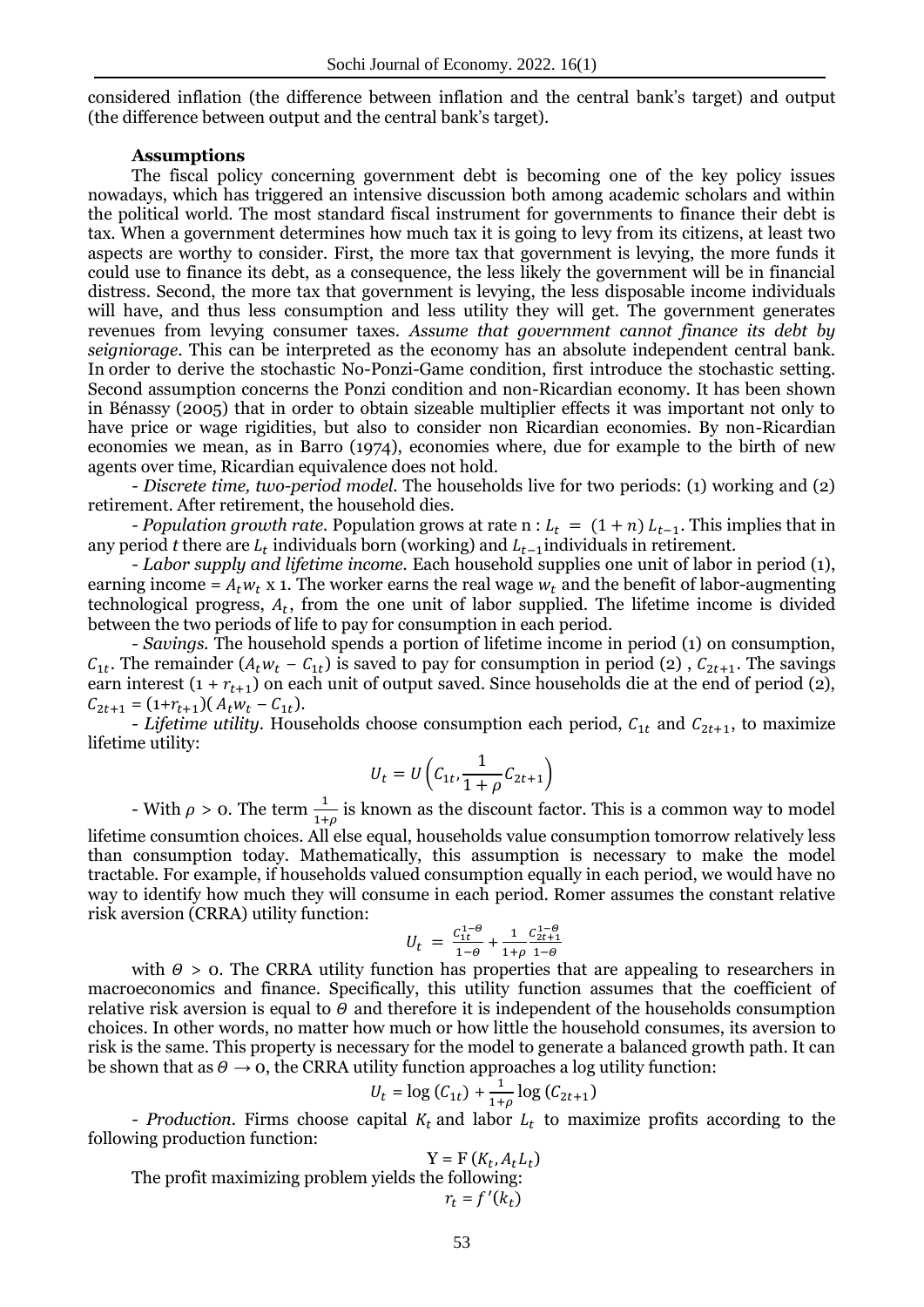considered inflation (the difference between inflation and the central bank's target) and output (the difference between output and the central bank's target).

**Assumptions**

The fiscal policy concerning government debt is becoming one of the key policy issues nowadays, which has triggered an intensive discussion both among academic scholars and within the political world. The most standard fiscal instrument for governments to finance their debt is tax. When a government determines how much tax it is going to levy from its citizens, at least two aspects are worthy to consider. First, the more tax that government is levying, the more funds it could use to finance its debt, as a consequence, the less likely the government will be in financial distress. Second, the more tax that government is levying, the less disposable income individuals will have, and thus less consumption and less utility they will get. The government generates revenues from levying consumer taxes. *Assume that government cannot finance its debt by seigniorage*. This can be interpreted as the economy has an absolute independent central bank. In order to derive the stochastic No-Ponzi-Game condition, first introduce the stochastic setting. Second assumption concerns the Ponzi condition and non-Ricardian economy. It has been shown in Bénassy (2005) that in order to obtain sizeable multiplier effects it was important not only to have price or wage rigidities, but also to consider non Ricardian economies. By non-Ricardian economies we mean, as in Barro (1974), economies where, due for example to the birth of new agents over time, Ricardian equivalence does not hold.

- *Discrete time, two-period model*. The households live for two periods: (1) working and (2) retirement. After retirement, the household dies.

- *Population growth rate*. Population grows at rate n : $L_t = (1+n)\,L_{t-1}$. This implies that in any period *t* there are $L_t$ individuals born (working) and $L_{t-1}$individuals in retirement.

- *Labor supply and lifetime income*. Each household supplies one unit of labor in period (1), earning income = $A_t w_t$ x 1. The worker earns the real wage $w_t$ and the benefit of labor-augmenting technological progress, $A_t$, from the one unit of labor supplied. The lifetime income is divided between the two periods of life to pay for consumption in each period.

- *Savings*. The household spends a portion of lifetime income in period (1) on consumption, $C_{1t}$. The remainder ($A_t w_t - C_{1t}$) is saved to pay for consumption in period (2) , $C_{2t+1}$. The savings earn interest ($1 + r_{t+1}$) on each unit of output saved. Since households die at the end of period (2), $C_{2t+1} = (1+r_{t+1})(A_t w_t - C_{1t})$.

- *Lifetime utility*. Households choose consumption each period, $C_{1t}$ and $C_{2t+1}$, to maximize lifetime utility:

$$U_t = U\left(C_{1t}, \frac{1}{1+\rho}C_{2t+1}\right)$$

- With $\rho > 0$. The term $\frac{1}{1+\rho}$ is known as the discount factor. This is a common way to model lifetime consumtion choices. All else equal, households value consumption tomorrow relatively less than consumption today. Mathematically, this assumption is necessary to make the model tractable. For example, if households valued consumption equally in each period, we would have no way to identify how much they will consume in each period. Romer assumes the constant relative risk aversion (CRRA) utility function:

$$U_t = \frac{C_{1t}^{1-\theta}}{1-\theta} + \frac{1}{1+\rho}\frac{C_{2t+1}^{1-\theta}}{1-\theta}$$

with $\theta > 0$. The CRRA utility function has properties that are appealing to researchers in macroeconomics and finance. Specifically, this utility function assumes that the coefficient of relative risk aversion is equal to $\theta$ and therefore it is independent of the households consumption choices. In other words, no matter how much or how little the household consumes, its aversion to risk is the same. This property is necessary for the model to generate a balanced growth path. It can be shown that as $\theta \rightarrow 0$, the CRRA utility function approaches a log utility function:

$$U_t = \log(C_{1t}) + \frac{1}{1+\rho}\log(C_{2t+1})$$

- *Production*. Firms choose capital $K_t$ and labor $L_t$ to maximize profits according to the following production function:

$$Y = F(K_t, A_t L_t)$$

The profit maximizing problem yields the following:

$$r_t = f'(k_t)$$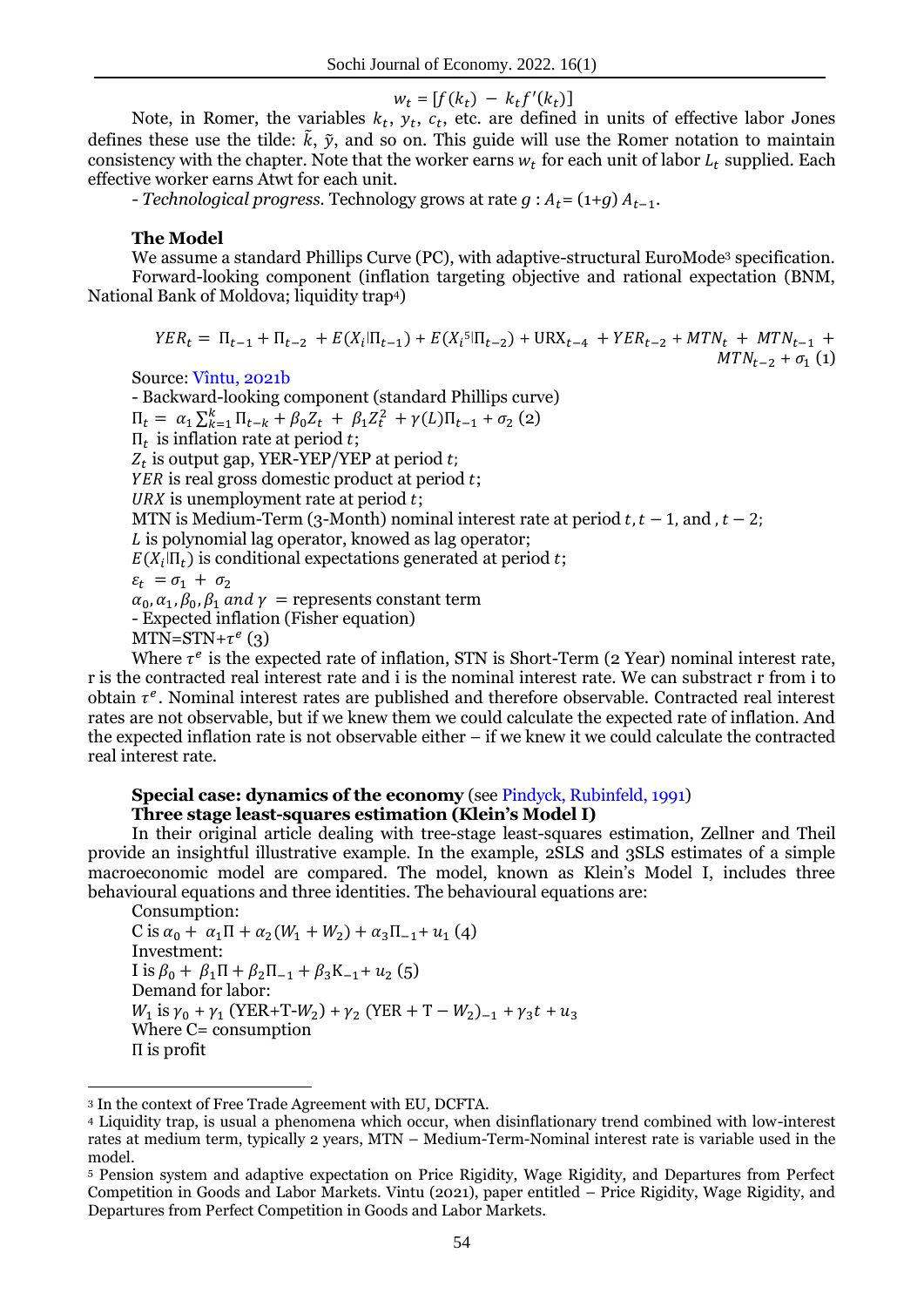$$w_t = [f(k_t) - k_t f'(k_t)]$$

Note, in Romer, the variables $k_t$, $y_t$, $c_t$, etc. are defined in units of effective labor Jones defines these use the tilde: $\tilde{k}$, $\tilde{y}$, and so on. This guide will use the Romer notation to maintain consistency with the chapter. Note that the worker earns $w_t$ for each unit of labor $L_t$ supplied. Each effective worker earns Atwt for each unit.

- *Technological progress.* Technology grows at rate $g$ : $A_t = (1+g)\, A_{t-1}$.

**The Model**

We assume a standard Phillips Curve (PC), with adaptive-structural EuroMode[3] specification.

Forward-looking component (inflation targeting objective and rational expectation (BNM, National Bank of Moldova; liquidity trap[4])

$$YER_t = \Pi_{t-1} + \Pi_{t-2} + E(X_i|\Pi_{t-1}) + E(X_i{}^5|\Pi_{t-2}) + \text{URX}_{t-4} + YER_{t-2} + MTN_t + MTN_{t-1} + MTN_{t-2} + \sigma_1 \ (1)$$

Source: Vîntu, 2021b

- Backward-looking component (standard Phillips curve)

$\Pi_t = \alpha_1 \sum_{k=1}^{k} \Pi_{t-k} + \beta_0 Z_t + \beta_1 Z_t^2 + \gamma(L)\Pi_{t-1} + \sigma_2$ (2)

$\Pi_t$ is inflation rate at period $t$;

$Z_t$ is output gap, YER-YEP/YEP at period $t$;

$YER$ is real gross domestic product at period $t$;

$URX$ is unemployment rate at period $t$;

MTN is Medium-Term (3-Month) nominal interest rate at period $t, t-1$, and $, t-2$;

$L$ is polynomial lag operator, knowed as lag operator;

$E(X_i|\Pi_t)$ is conditional expectations generated at period $t$;

$\varepsilon_t = \sigma_1 + \sigma_2$

$\alpha_0, \alpha_1, \beta_0, \beta_1$ *and* $\gamma$ = represents constant term

- Expected inflation (Fisher equation)

MTN=STN+$\tau^e$ (3)

Where $\tau^e$ is the expected rate of inflation, STN is Short-Term (2 Year) nominal interest rate, r is the contracted real interest rate and i is the nominal interest rate. We can substract r from i to obtain $\tau^e$. Nominal interest rates are published and therefore observable. Contracted real interest rates are not observable, but if we knew them we could calculate the expected rate of inflation. And the expected inflation rate is not observable either – if we knew it we could calculate the contracted real interest rate.

**Special case: dynamics of the economy** (see Pindyck, Rubinfeld, 1991)

**Three stage least-squares estimation (Klein's Model I)**

In their original article dealing with tree-stage least-squares estimation, Zellner and Theil provide an insightful illustrative example. In the example, 2SLS and 3SLS estimates of a simple macroeconomic model are compared. The model, known as Klein's Model I, includes three behavioural equations and three identities. The behavioural equations are:

Consumption:

C is $\alpha_0 + \alpha_1 \Pi + \alpha_2 (W_1 + W_2) + \alpha_3 \Pi_{-1} + u_1$ (4)

Investment:

I is $\beta_0 + \beta_1 \Pi + \beta_2 \Pi_{-1} + \beta_3 \text{K}_{-1} + u_2$ (5)

Demand for labor:

$W_1$ is $\gamma_0 + \gamma_1$ (YER+T-$W_2$) + $\gamma_2$ $(\text{YER} + \text{T} - W_2)_{-1} + \gamma_3 t + u_3$

Where C= consumption

$\Pi$ is profit

---

[3] In the context of Free Trade Agreement with EU, DCFTA.

[4] Liquidity trap, is usual a phenomena which occur, when disinflationary trend combined with low-interest rates at medium term, typically 2 years, MTN – Medium-Term-Nominal interest rate is variable used in the model.

[5] Pension system and adaptive expectation on Price Rigidity, Wage Rigidity, and Departures from Perfect Competition in Goods and Labor Markets. Vintu (2021), paper entitled – Price Rigidity, Wage Rigidity, and Departures from Perfect Competition in Goods and Labor Markets.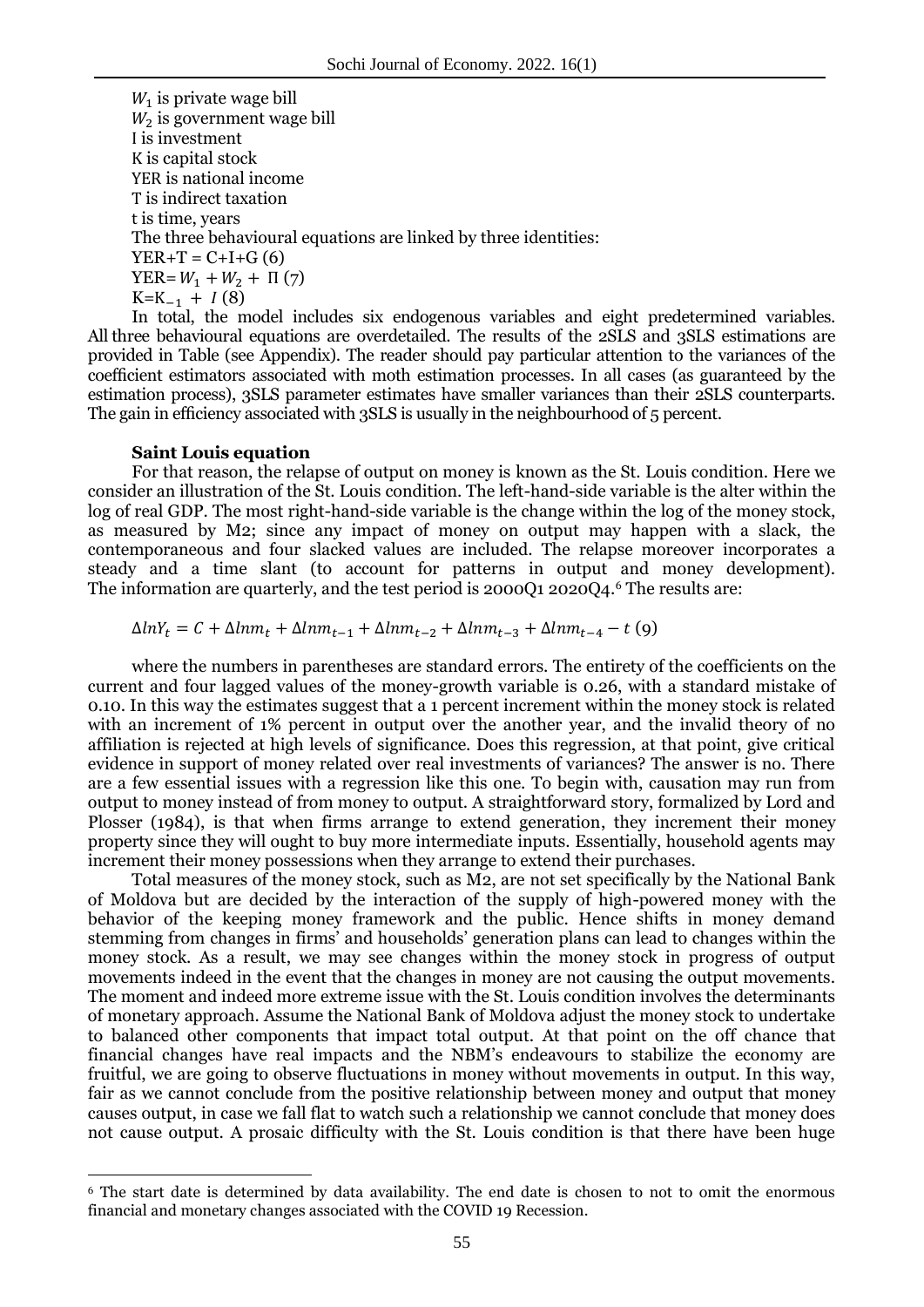$W_1$ is private wage bill
$W_2$ is government wage bill
I is investment
K is capital stock
YER is national income
T is indirect taxation
t is time, years
The three behavioural equations are linked by three identities:
YER+T = C+I+G (6)
YER= $W_1 + W_2 + \Pi$ (7)
K=$K_{-1} + I$ (8)

In total, the model includes six endogenous variables and eight predetermined variables. All three behavioural equations are overdetailed. The results of the 2SLS and 3SLS estimations are provided in Table (see Appendix). The reader should pay particular attention to the variances of the coefficient estimators associated with moth estimation processes. In all cases (as guaranteed by the estimation process), 3SLS parameter estimates have smaller variances than their 2SLS counterparts. The gain in efficiency associated with 3SLS is usually in the neighbourhood of 5 percent.

**Saint Louis equation**

For that reason, the relapse of output on money is known as the St. Louis condition. Here we consider an illustration of the St. Louis condition. The left-hand-side variable is the alter within the log of real GDP. The most right-hand-side variable is the change within the log of the money stock, as measured by M2; since any impact of money on output may happen with a slack, the contemporaneous and four slacked values are included. The relapse moreover incorporates a steady and a time slant (to account for patterns in output and money development). The information are quarterly, and the test period is 2000Q1 2020Q4.[6] The results are:

$$\Delta lnY_t = C + \Delta lnm_t + \Delta lnm_{t-1} + \Delta lnm_{t-2} + \Delta lnm_{t-3} + \Delta lnm_{t-4} - t \ (9)$$

where the numbers in parentheses are standard errors. The entirety of the coefficients on the current and four lagged values of the money-growth variable is 0.26, with a standard mistake of 0.10. In this way the estimates suggest that a 1 percent increment within the money stock is related with an increment of 1% percent in output over the another year, and the invalid theory of no affiliation is rejected at high levels of significance. Does this regression, at that point, give critical evidence in support of money related over real investments of variances? The answer is no. There are a few essential issues with a regression like this one. To begin with, causation may run from output to money instead of from money to output. A straightforward story, formalized by Lord and Plosser (1984), is that when firms arrange to extend generation, they increment their money property since they will ought to buy more intermediate inputs. Essentially, household agents may increment their money possessions when they arrange to extend their purchases.

Total measures of the money stock, such as M2, are not set specifically by the National Bank of Moldova but are decided by the interaction of the supply of high-powered money with the behavior of the keeping money framework and the public. Hence shifts in money demand stemming from changes in firms' and households' generation plans can lead to changes within the money stock. As a result, we may see changes within the money stock in progress of output movements indeed in the event that the changes in money are not causing the output movements. The moment and indeed more extreme issue with the St. Louis condition involves the determinants of monetary approach. Assume the National Bank of Moldova adjust the money stock to undertake to balanced other components that impact total output. At that point on the off chance that financial changes have real impacts and the NBM's endeavours to stabilize the economy are fruitful, we are going to observe fluctuations in money without movements in output. In this way, fair as we cannot conclude from the positive relationship between money and output that money causes output, in case we fall flat to watch such a relationship we cannot conclude that money does not cause output. A prosaic difficulty with the St. Louis condition is that there have been huge

[6] The start date is determined by data availability. The end date is chosen to not to omit the enormous financial and monetary changes associated with the COVID 19 Recession.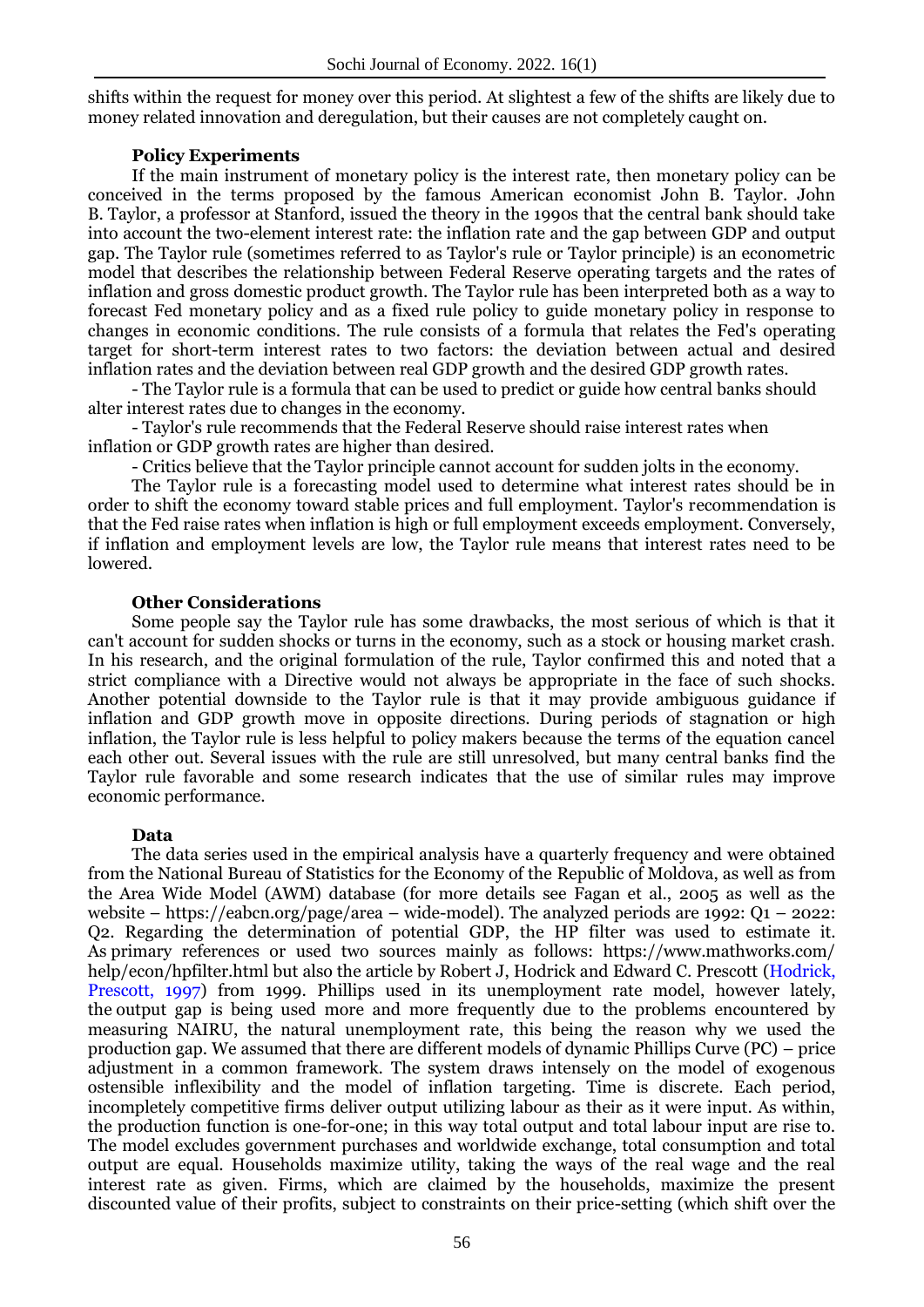shifts within the request for money over this period. At slightest a few of the shifts are likely due to money related innovation and deregulation, but their causes are not completely caught on.

### Policy Experiments

If the main instrument of monetary policy is the interest rate, then monetary policy can be conceived in the terms proposed by the famous American economist John B. Taylor. John B. Taylor, a professor at Stanford, issued the theory in the 1990s that the central bank should take into account the two-element interest rate: the inflation rate and the gap between GDP and output gap. The Taylor rule (sometimes referred to as Taylor's rule or Taylor principle) is an econometric model that describes the relationship between Federal Reserve operating targets and the rates of inflation and gross domestic product growth. The Taylor rule has been interpreted both as a way to forecast Fed monetary policy and as a fixed rule policy to guide monetary policy in response to changes in economic conditions. The rule consists of a formula that relates the Fed's operating target for short-term interest rates to two factors: the deviation between actual and desired inflation rates and the deviation between real GDP growth and the desired GDP growth rates.

- The Taylor rule is a formula that can be used to predict or guide how central banks should alter interest rates due to changes in the economy.
- Taylor's rule recommends that the Federal Reserve should raise interest rates when inflation or GDP growth rates are higher than desired.
- Critics believe that the Taylor principle cannot account for sudden jolts in the economy.

The Taylor rule is a forecasting model used to determine what interest rates should be in order to shift the economy toward stable prices and full employment. Taylor's recommendation is that the Fed raise rates when inflation is high or full employment exceeds employment. Conversely, if inflation and employment levels are low, the Taylor rule means that interest rates need to be lowered.

### Other Considerations

Some people say the Taylor rule has some drawbacks, the most serious of which is that it can't account for sudden shocks or turns in the economy, such as a stock or housing market crash. In his research, and the original formulation of the rule, Taylor confirmed this and noted that a strict compliance with a Directive would not always be appropriate in the face of such shocks. Another potential downside to the Taylor rule is that it may provide ambiguous guidance if inflation and GDP growth move in opposite directions. During periods of stagnation or high inflation, the Taylor rule is less helpful to policy makers because the terms of the equation cancel each other out. Several issues with the rule are still unresolved, but many central banks find the Taylor rule favorable and some research indicates that the use of similar rules may improve economic performance.

### Data

The data series used in the empirical analysis have a quarterly frequency and were obtained from the National Bureau of Statistics for the Economy of the Republic of Moldova, as well as from the Area Wide Model (AWM) database (for more details see Fagan et al., 2005 as well as the website – https://eabcn.org/page/area – wide-model). The analyzed periods are 1992: Q1 – 2022: Q2. Regarding the determination of potential GDP, the HP filter was used to estimate it. As primary references or used two sources mainly as follows: https://www.mathworks.com/help/econ/hpfilter.html but also the article by Robert J, Hodrick and Edward C. Prescott (Hodrick, Prescott, 1997) from 1999. Phillips used in its unemployment rate model, however lately, the output gap is being used more and more frequently due to the problems encountered by measuring NAIRU, the natural unemployment rate, this being the reason why we used the production gap. We assumed that there are different models of dynamic Phillips Curve (PC) – price adjustment in a common framework. The system draws intensely on the model of exogenous ostensible inflexibility and the model of inflation targeting. Time is discrete. Each period, incompletely competitive firms deliver output utilizing labour as their as it were input. As within, the production function is one-for-one; in this way total output and total labour input are rise to. The model excludes government purchases and worldwide exchange, total consumption and total output are equal. Households maximize utility, taking the ways of the real wage and the real interest rate as given. Firms, which are claimed by the households, maximize the present discounted value of their profits, subject to constraints on their price-setting (which shift over the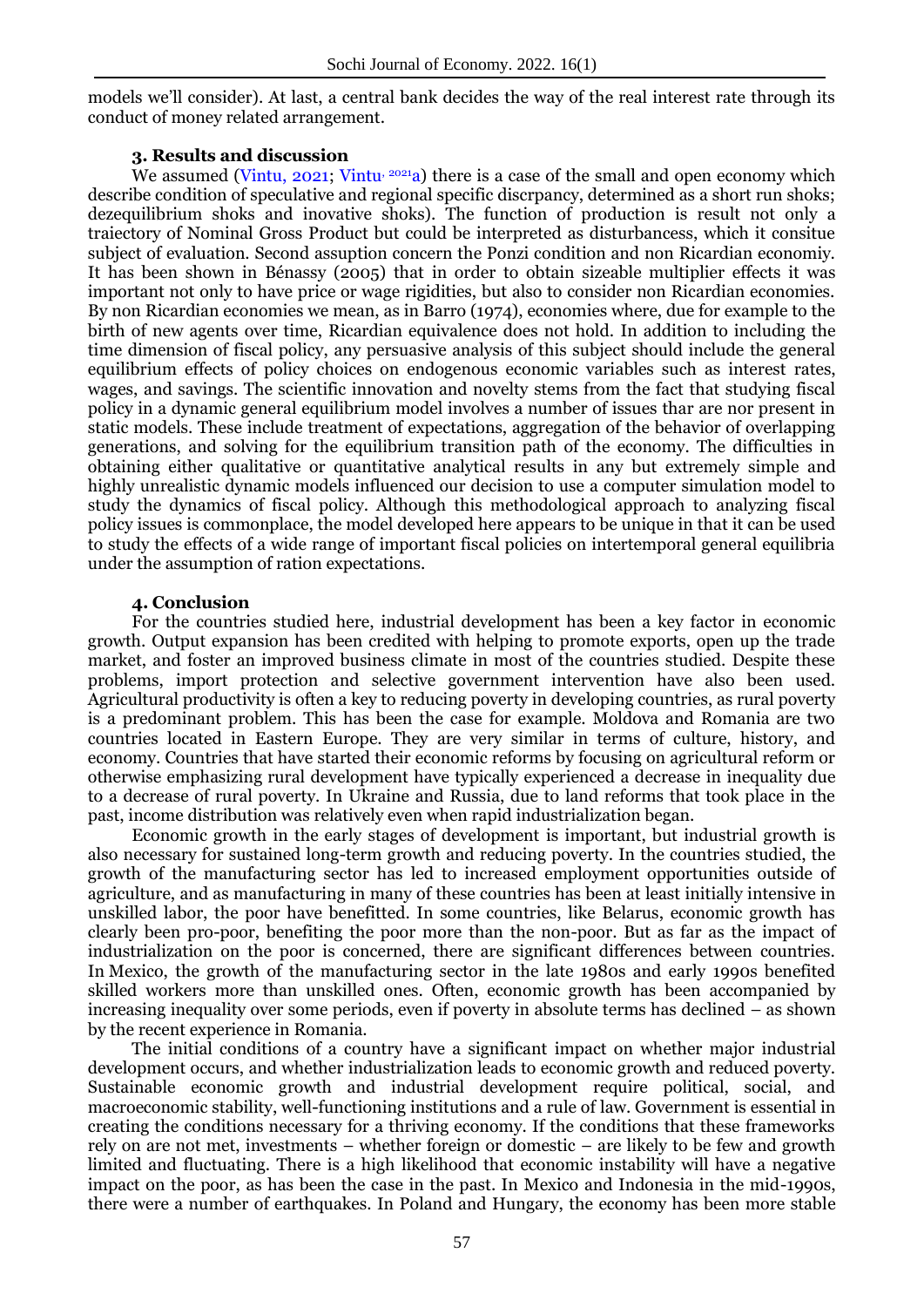models we'll consider). At last, a central bank decides the way of the real interest rate through its conduct of money related arrangement.

### 3. Results and discussion

We assumed (Vintu, 2021; Vintu, 2021a) there is a case of the small and open economy which describe condition of speculative and regional specific discrpancy, determined as a short run shoks; dezequilibrium shoks and inovative shoks). The function of production is result not only a traiectory of Nominal Gross Product but could be interpreted as disturbancess, which it consitue subject of evaluation. Second assuption concern the Ponzi condition and non Ricardian economiy. It has been shown in Bénassy (2005) that in order to obtain sizeable multiplier effects it was important not only to have price or wage rigidities, but also to consider non Ricardian economies. By non Ricardian economies we mean, as in Barro (1974), economies where, due for example to the birth of new agents over time, Ricardian equivalence does not hold. In addition to including the time dimension of fiscal policy, any persuasive analysis of this subject should include the general equilibrium effects of policy choices on endogenous economic variables such as interest rates, wages, and savings. The scientific innovation and novelty stems from the fact that studying fiscal policy in a dynamic general equilibrium model involves a number of issues thar are nor present in static models. These include treatment of expectations, aggregation of the behavior of overlapping generations, and solving for the equilibrium transition path of the economy. The difficulties in obtaining either qualitative or quantitative analytical results in any but extremely simple and highly unrealistic dynamic models influenced our decision to use a computer simulation model to study the dynamics of fiscal policy. Although this methodological approach to analyzing fiscal policy issues is commonplace, the model developed here appears to be unique in that it can be used to study the effects of a wide range of important fiscal policies on intertemporal general equilibria under the assumption of ration expectations.

### 4. Conclusion

For the countries studied here, industrial development has been a key factor in economic growth. Output expansion has been credited with helping to promote exports, open up the trade market, and foster an improved business climate in most of the countries studied. Despite these problems, import protection and selective government intervention have also been used. Agricultural productivity is often a key to reducing poverty in developing countries, as rural poverty is a predominant problem. This has been the case for example. Moldova and Romania are two countries located in Eastern Europe. They are very similar in terms of culture, history, and economy. Countries that have started their economic reforms by focusing on agricultural reform or otherwise emphasizing rural development have typically experienced a decrease in inequality due to a decrease of rural poverty. In Ukraine and Russia, due to land reforms that took place in the past, income distribution was relatively even when rapid industrialization began.

Economic growth in the early stages of development is important, but industrial growth is also necessary for sustained long-term growth and reducing poverty. In the countries studied, the growth of the manufacturing sector has led to increased employment opportunities outside of agriculture, and as manufacturing in many of these countries has been at least initially intensive in unskilled labor, the poor have benefitted. In some countries, like Belarus, economic growth has clearly been pro-poor, benefiting the poor more than the non-poor. But as far as the impact of industrialization on the poor is concerned, there are significant differences between countries. In Mexico, the growth of the manufacturing sector in the late 1980s and early 1990s benefited skilled workers more than unskilled ones. Often, economic growth has been accompanied by increasing inequality over some periods, even if poverty in absolute terms has declined – as shown by the recent experience in Romania.

The initial conditions of a country have a significant impact on whether major industrial development occurs, and whether industrialization leads to economic growth and reduced poverty. Sustainable economic growth and industrial development require political, social, and macroeconomic stability, well-functioning institutions and a rule of law. Government is essential in creating the conditions necessary for a thriving economy. If the conditions that these frameworks rely on are not met, investments – whether foreign or domestic – are likely to be few and growth limited and fluctuating. There is a high likelihood that economic instability will have a negative impact on the poor, as has been the case in the past. In Mexico and Indonesia in the mid-1990s, there were a number of earthquakes. In Poland and Hungary, the economy has been more stable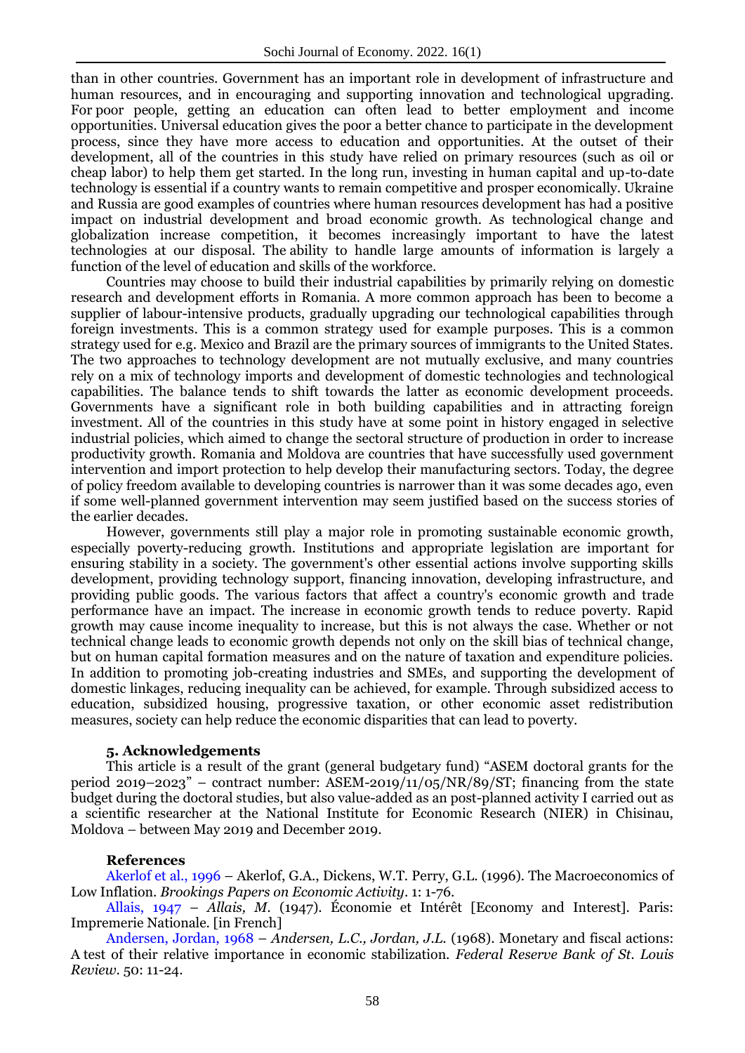than in other countries. Government has an important role in development of infrastructure and human resources, and in encouraging and supporting innovation and technological upgrading. For poor people, getting an education can often lead to better employment and income opportunities. Universal education gives the poor a better chance to participate in the development process, since they have more access to education and opportunities. At the outset of their development, all of the countries in this study have relied on primary resources (such as oil or cheap labor) to help them get started. In the long run, investing in human capital and up-to-date technology is essential if a country wants to remain competitive and prosper economically. Ukraine and Russia are good examples of countries where human resources development has had a positive impact on industrial development and broad economic growth. As technological change and globalization increase competition, it becomes increasingly important to have the latest technologies at our disposal. The ability to handle large amounts of information is largely a function of the level of education and skills of the workforce.

Countries may choose to build their industrial capabilities by primarily relying on domestic research and development efforts in Romania. A more common approach has been to become a supplier of labour-intensive products, gradually upgrading our technological capabilities through foreign investments. This is a common strategy used for example purposes. This is a common strategy used for e.g. Mexico and Brazil are the primary sources of immigrants to the United States. The two approaches to technology development are not mutually exclusive, and many countries rely on a mix of technology imports and development of domestic technologies and technological capabilities. The balance tends to shift towards the latter as economic development proceeds. Governments have a significant role in both building capabilities and in attracting foreign investment. All of the countries in this study have at some point in history engaged in selective industrial policies, which aimed to change the sectoral structure of production in order to increase productivity growth. Romania and Moldova are countries that have successfully used government intervention and import protection to help develop their manufacturing sectors. Today, the degree of policy freedom available to developing countries is narrower than it was some decades ago, even if some well-planned government intervention may seem justified based on the success stories of the earlier decades.

However, governments still play a major role in promoting sustainable economic growth, especially poverty-reducing growth. Institutions and appropriate legislation are important for ensuring stability in a society. The government's other essential actions involve supporting skills development, providing technology support, financing innovation, developing infrastructure, and providing public goods. The various factors that affect a country's economic growth and trade performance have an impact. The increase in economic growth tends to reduce poverty. Rapid growth may cause income inequality to increase, but this is not always the case. Whether or not technical change leads to economic growth depends not only on the skill bias of technical change, but on human capital formation measures and on the nature of taxation and expenditure policies. In addition to promoting job-creating industries and SMEs, and supporting the development of domestic linkages, reducing inequality can be achieved, for example. Through subsidized access to education, subsidized housing, progressive taxation, or other economic asset redistribution measures, society can help reduce the economic disparities that can lead to poverty.

## 5. Acknowledgements

This article is a result of the grant (general budgetary fund) "ASEM doctoral grants for the period 2019–2023" – contract number: ASEM-2019/11/05/NR/89/ST; financing from the state budget during the doctoral studies, but also value-added as an post-planned activity I carried out as a scientific researcher at the National Institute for Economic Research (NIER) in Chisinau, Moldova – between May 2019 and December 2019.

## References

Akerlof et al., 1996 – Akerlof, G.A., Dickens, W.T. Perry, G.L. (1996). The Macroeconomics of Low Inflation. *Brookings Papers on Economic Activity*. 1: 1-76.

Allais, 1947 – *Allais, M.* (1947). Économie et Intérêt [Economy and Interest]. Paris: Impremerie Nationale. [in French]

Andersen, Jordan, 1968 – *Andersen, L.C., Jordan, J.L.* (1968). Monetary and fiscal actions: A test of their relative importance in economic stabilization. *Federal Reserve Bank of St. Louis Review*. 50: 11-24.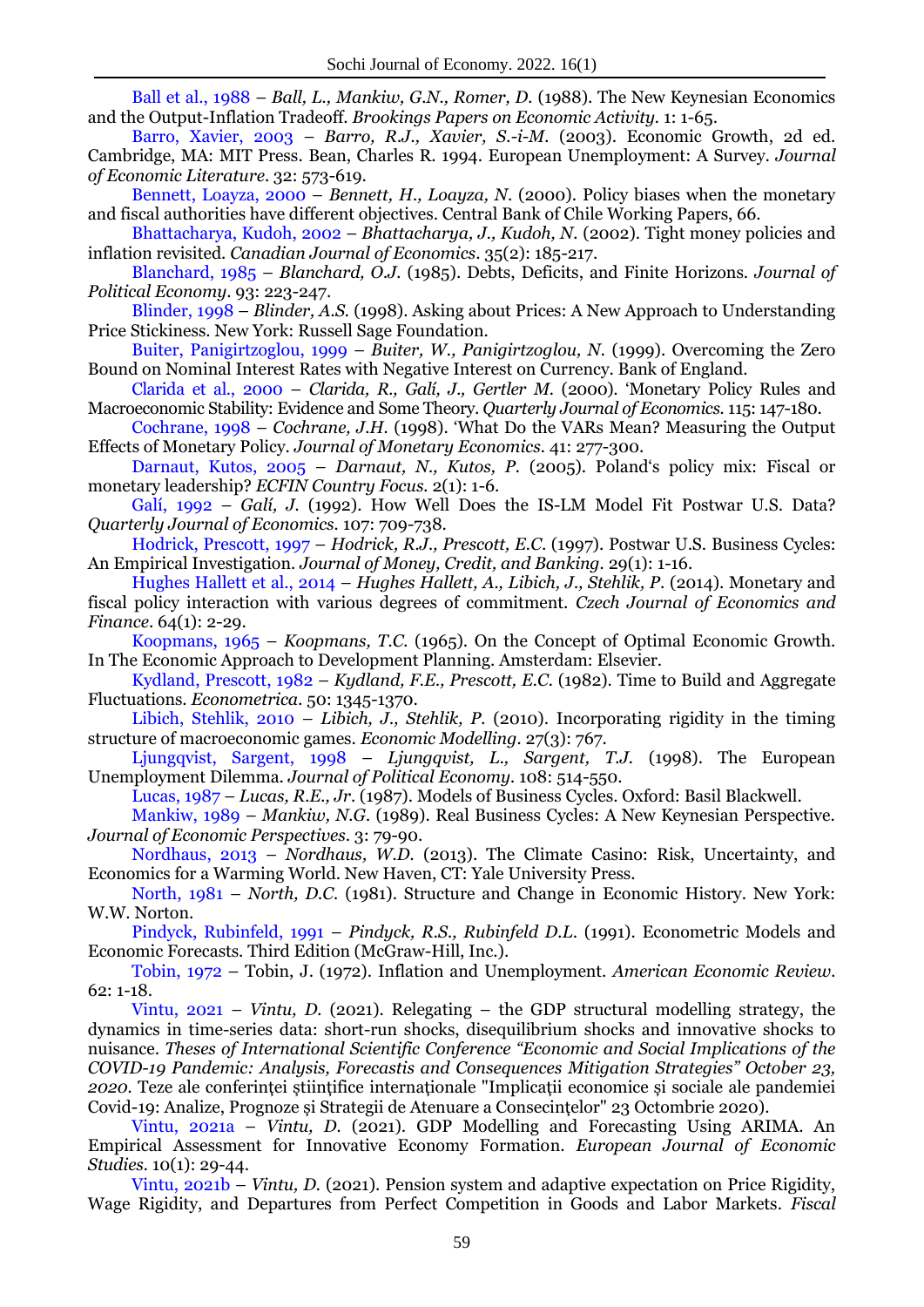Ball et al., 1988 – *Ball, L., Mankiw, G.N., Romer, D.* (1988). The New Keynesian Economics and the Output-Inflation Tradeoff. *Brookings Papers on Economic Activity*. 1: 1-65.

Barro, Xavier, 2003 – *Barro, R.J., Xavier, S.-i-M.* (2003). Economic Growth, 2d ed. Cambridge, MA: MIT Press. Bean, Charles R. 1994. European Unemployment: A Survey. *Journal of Economic Literature*. 32: 573-619.

Bennett, Loayza, 2000 – *Bennett, H., Loayza, N.* (2000). Policy biases when the monetary and fiscal authorities have different objectives. Central Bank of Chile Working Papers, 66.

Bhattacharya, Kudoh, 2002 – *Bhattacharya, J., Kudoh, N.* (2002). Tight money policies and inflation revisited. *Canadian Journal of Economics*. 35(2): 185-217.

Blanchard, 1985 – *Blanchard, O.J.* (1985). Debts, Deficits, and Finite Horizons. *Journal of Political Economy*. 93: 223-247.

Blinder, 1998 – *Blinder, A.S.* (1998). Asking about Prices: A New Approach to Understanding Price Stickiness. New York: Russell Sage Foundation.

Buiter, Panigirtzoglou, 1999 – *Buiter, W., Panigirtzoglou, N.* (1999). Overcoming the Zero Bound on Nominal Interest Rates with Negative Interest on Currency. Bank of England.

Clarida et al., 2000 – *Clarida, R., Galí, J., Gertler M.* (2000). 'Monetary Policy Rules and Macroeconomic Stability: Evidence and Some Theory. *Quarterly Journal of Economics*. 115: 147-180.

Cochrane, 1998 – *Cochrane, J.H.* (1998). 'What Do the VARs Mean? Measuring the Output Effects of Monetary Policy. *Journal of Monetary Economics*. 41: 277-300.

Darnaut, Kutos, 2005 – *Darnaut, N., Kutos, P.* (2005). Poland's policy mix: Fiscal or monetary leadership? *ECFIN Country Focus*. 2(1): 1-6.

Galí, 1992 – *Galí, J.* (1992). How Well Does the IS-LM Model Fit Postwar U.S. Data? *Quarterly Journal of Economics*. 107: 709-738.

Hodrick, Prescott, 1997 – *Hodrick, R.J., Prescott, E.C.* (1997). Postwar U.S. Business Cycles: An Empirical Investigation. *Journal of Money, Credit, and Banking*. 29(1): 1-16.

Hughes Hallett et al., 2014 – *Hughes Hallett, A., Libich, J., Stehlik, P.* (2014). Monetary and fiscal policy interaction with various degrees of commitment. *Czech Journal of Economics and Finance*. 64(1): 2-29.

Koopmans, 1965 – *Koopmans, T.C.* (1965). On the Concept of Optimal Economic Growth. In The Economic Approach to Development Planning. Amsterdam: Elsevier.

Kydland, Prescott, 1982 – *Kydland, F.E., Prescott, E.C.* (1982). Time to Build and Aggregate Fluctuations. *Econometrica*. 50: 1345-1370.

Libich, Stehlik, 2010 – *Libich, J., Stehlik, P.* (2010). Incorporating rigidity in the timing structure of macroeconomic games. *Economic Modelling*. 27(3): 767.

Ljungqvist, Sargent, 1998 – *Ljungqvist, L., Sargent, T.J.* (1998). The European Unemployment Dilemma. *Journal of Political Economy*. 108: 514-550.

Lucas, 1987 – *Lucas, R.E., Jr.* (1987). Models of Business Cycles. Oxford: Basil Blackwell.

Mankiw, 1989 – *Mankiw, N.G.* (1989). Real Business Cycles: A New Keynesian Perspective. *Journal of Economic Perspectives*. 3: 79-90.

Nordhaus, 2013 – *Nordhaus, W.D.* (2013). The Climate Casino: Risk, Uncertainty, and Economics for a Warming World. New Haven, CT: Yale University Press.

North, 1981 – *North, D.C.* (1981). Structure and Change in Economic History. New York: W.W. Norton.

Pindyck, Rubinfeld, 1991 – *Pindyck, R.S., Rubinfeld D.L.* (1991). Econometric Models and Economic Forecasts. Third Edition (McGraw-Hill, Inc.).

Tobin, 1972 – Tobin, J. (1972). Inflation and Unemployment. *American Economic Review*. 62: 1-18.

Vintu, 2021 – *Vintu, D.* (2021). Relegating – the GDP structural modelling strategy, the dynamics in time-series data: short-run shocks, disequilibrium shocks and innovative shocks to nuisance. *Theses of International Scientific Conference "Economic and Social Implications of the COVID-19 Pandemic: Analysis, Forecastis and Consequences Mitigation Strategies" October 23, 2020*. Teze ale conferinței științifice internaționale "Implicații economice și sociale ale pandemiei Covid-19: Analize, Prognoze și Strategii de Atenuare a Consecințelor" 23 Octombrie 2020).

Vintu, 2021a – *Vintu, D.* (2021). GDP Modelling and Forecasting Using ARIMA. An Empirical Assessment for Innovative Economy Formation. *European Journal of Economic Studies*. 10(1): 29-44.

Vintu, 2021b – *Vintu, D.* (2021). Pension system and adaptive expectation on Price Rigidity, Wage Rigidity, and Departures from Perfect Competition in Goods and Labor Markets. *Fiscal*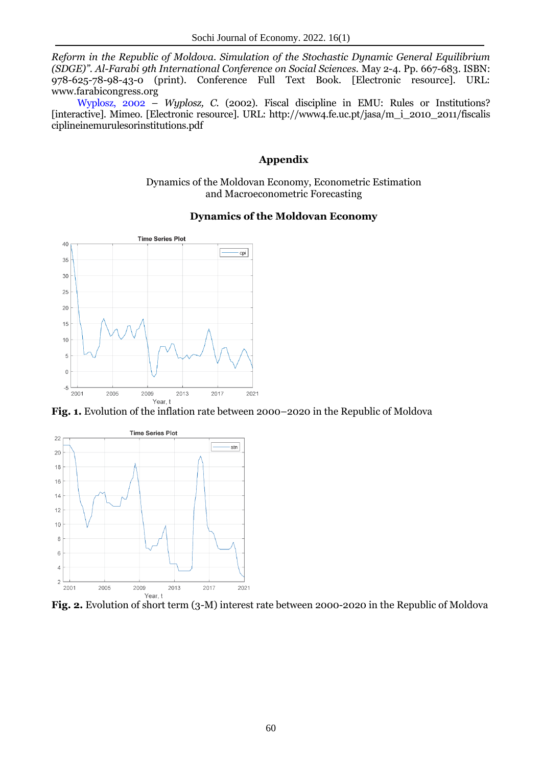*Reform in the Republic of Moldova. Simulation of the Stochastic Dynamic General Equilibrium (SDGE)". Al-Farabi 9th International Conference on Social Sciences.* May 2-4. Pp. 667-683. ISBN: 978-625-78-98-43-0 (print). Conference Full Text Book. [Electronic resource]. URL: www.farabicongress.org

Wyplosz, 2002 – *Wyplosz, C.* (2002). Fiscal discipline in EMU: Rules or Institutions? [interactive]. Mimeo. [Electronic resource]. URL: http://www4.fe.uc.pt/jasa/m_i_2010_2011/fiscalisciplineinemurulesorinstitutions.pdf

## Appendix

Dynamics of the Moldovan Economy, Econometric Estimation and Macroeconometric Forecasting

### Dynamics of the Moldovan Economy

**Fig. 1.** Evolution of the inflation rate between 2000–2020 in the Republic of Moldova

**Fig. 2.** Evolution of short term (3-M) interest rate between 2000-2020 in the Republic of Moldova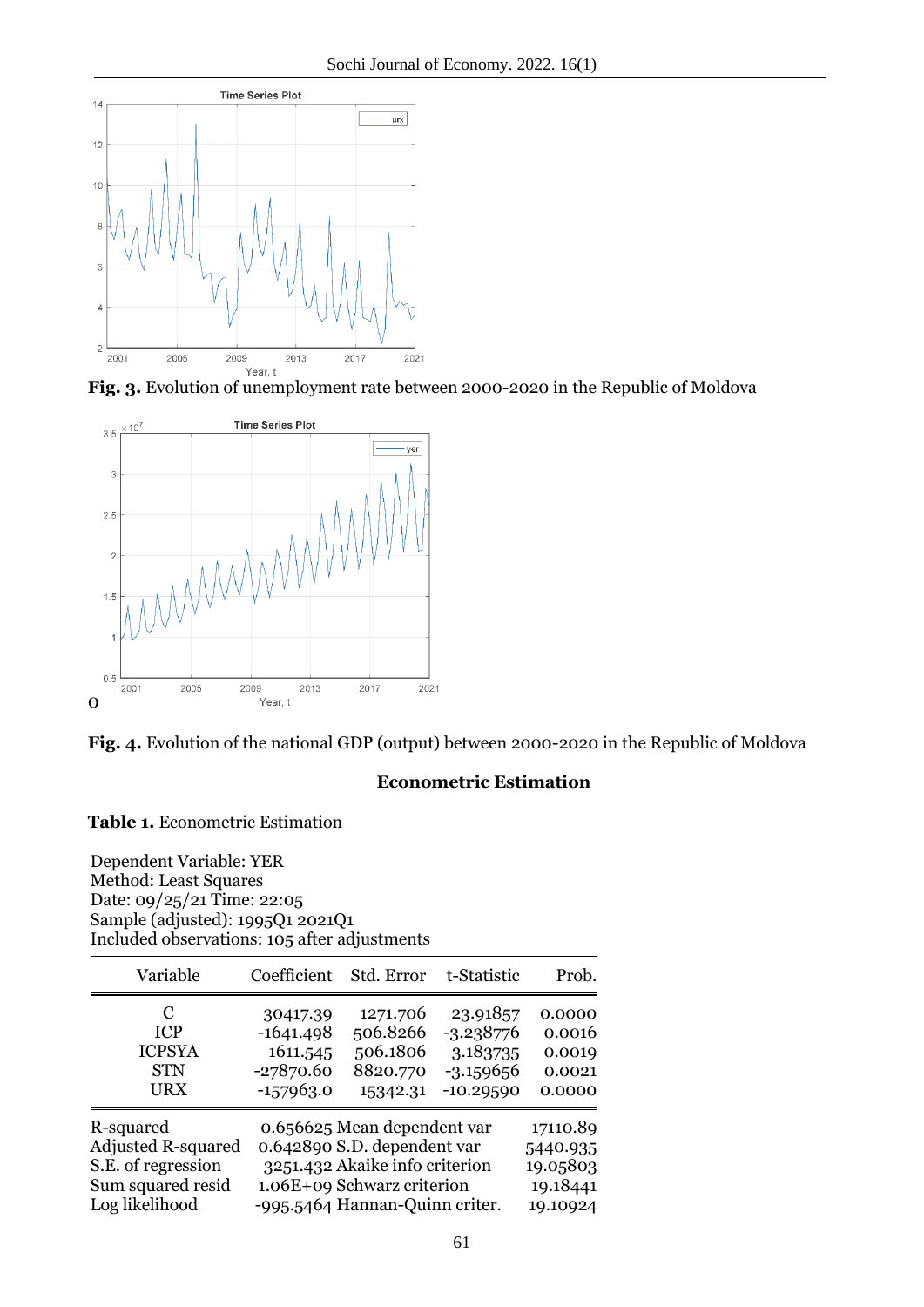**Fig. 3.** Evolution of unemployment rate between 2000-2020 in the Republic of Moldova

o

**Fig. 4.** Evolution of the national GDP (output) between 2000-2020 in the Republic of Moldova

## Econometric Estimation

**Table 1.** Econometric Estimation

Dependent Variable: YER
Method: Least Squares
Date: 09/25/21 Time: 22:05
Sample (adjusted): 1995Q1 2021Q1
Included observations: 105 after adjustments

| Variable | Coefficient | Std. Error | t-Statistic | Prob. |
|---|---|---|---|---|
| C | 30417.39 | 1271.706 | 23.91857 | 0.0000 |
| ICP | -1641.498 | 506.8266 | -3.238776 | 0.0016 |
| ICPSYA | 1611.545 | 506.1806 | 3.183735 | 0.0019 |
| STN | -27870.60 | 8820.770 | -3.159656 | 0.0021 |
| URX | -157963.0 | 15342.31 | -10.29590 | 0.0000 |

| | | | |
|---|---|---|---|
| R-squared | 0.656625 | Mean dependent var | 17110.89 |
| Adjusted R-squared | 0.642890 | S.D. dependent var | 5440.935 |
| S.E. of regression | 3251.432 | Akaike info criterion | 19.05803 |
| Sum squared resid | 1.06E+09 | Schwarz criterion | 19.18441 |
| Log likelihood | -995.5464 | Hannan-Quinn criter. | 19.10924 |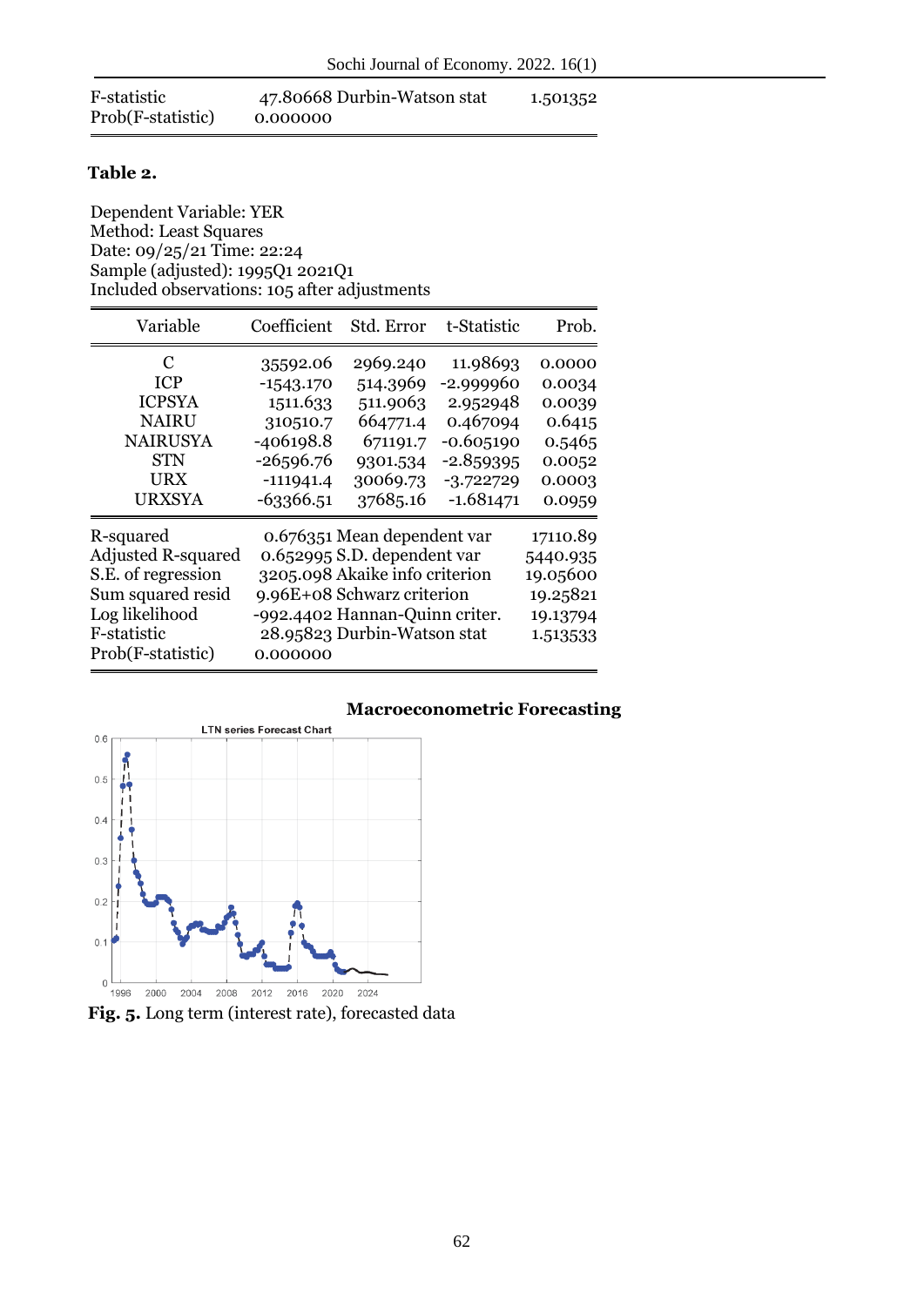| | | | |
|---|---|---|---|
| F-statistic | 47.80668 | Durbin-Watson stat | 1.501352 |
| Prob(F-statistic) | 0.000000 | | |

**Table 2.**

Dependent Variable: YER
Method: Least Squares
Date: 09/25/21 Time: 22:24
Sample (adjusted): 1995Q1 2021Q1
Included observations: 105 after adjustments

| Variable | Coefficient | Std. Error | t-Statistic | Prob. |
|---|---|---|---|---|
| C | 35592.06 | 2969.240 | 11.98693 | 0.0000 |
| ICP | -1543.170 | 514.3969 | -2.999960 | 0.0034 |
| ICPSYA | 1511.633 | 511.9063 | 2.952948 | 0.0039 |
| NAIRU | 310510.7 | 664771.4 | 0.467094 | 0.6415 |
| NAIRUSYA | -406198.8 | 671191.7 | -0.605190 | 0.5465 |
| STN | -26596.76 | 9301.534 | -2.859395 | 0.0052 |
| URX | -111941.4 | 30069.73 | -3.722729 | 0.0003 |
| URXSYA | -63366.51 | 37685.16 | -1.681471 | 0.0959 |

| | | | |
|---|---|---|---|
| R-squared | 0.676351 | Mean dependent var | 17110.89 |
| Adjusted R-squared | 0.652995 | S.D. dependent var | 5440.935 |
| S.E. of regression | 3205.098 | Akaike info criterion | 19.05600 |
| Sum squared resid | 9.96E+08 | Schwarz criterion | 19.25821 |
| Log likelihood | -992.4402 | Hannan-Quinn criter. | 19.13794 |
| F-statistic | 28.95823 | Durbin-Watson stat | 1.513533 |
| Prob(F-statistic) | 0.000000 | | |

**Macroeconometric Forecasting**

**Fig. 5.** Long term (interest rate), forecasted data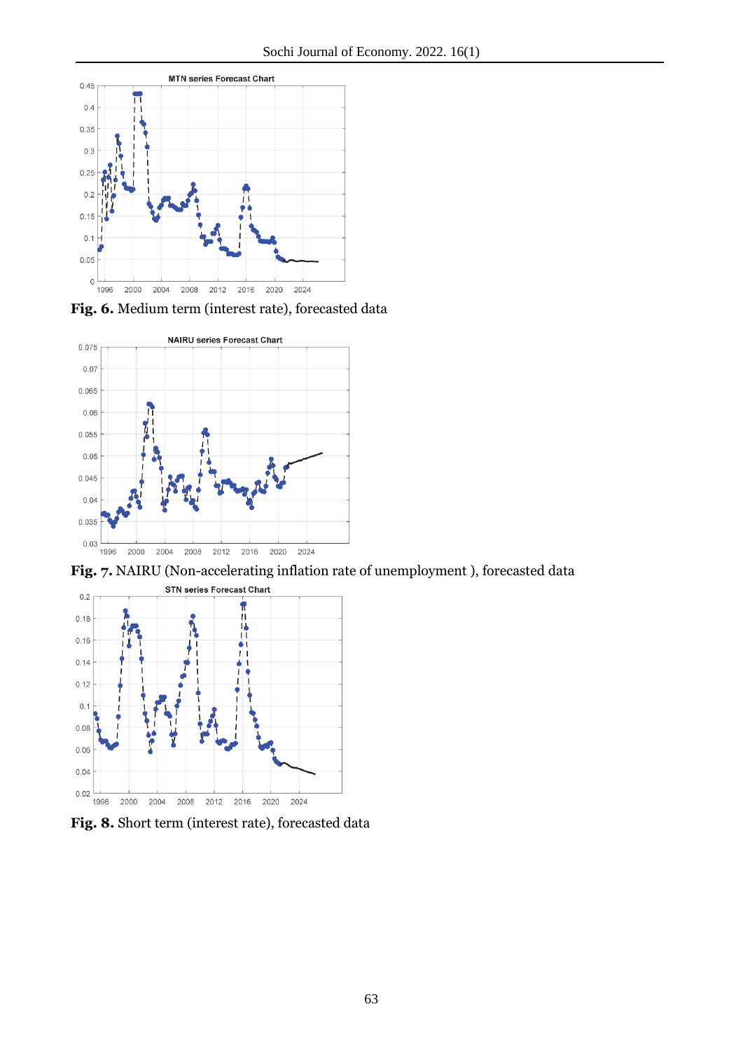**Fig. 6.** Medium term (interest rate), forecasted data

**Fig. 7.** NAIRU (Non-accelerating inflation rate of unemployment ), forecasted data

**Fig. 8.** Short term (interest rate), forecasted data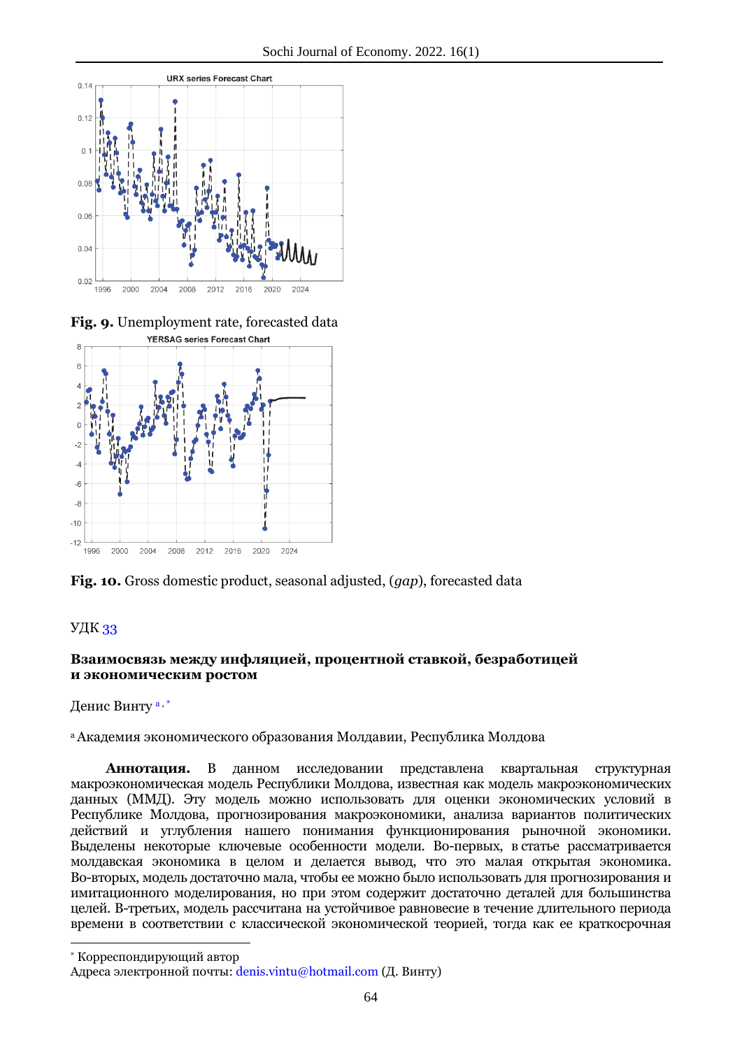Fig. 9. Unemployment rate, forecasted data

**Fig. 10.** Gross domestic product, seasonal adjusted, (*gap*), forecasted data

УДК 33

## Взаимосвязь между инфляцией, процентной ставкой, безработицей и экономическим ростом

Денис Винту [a, *]

[a] Академия экономического образования Молдавии, Республика Молдова

**Аннотация.** В данном исследовании представлена квартальная структурная макроэкономическая модель Республики Молдова, известная как модель макроэкономических данных (ММД). Эту модель можно использовать для оценки экономических условий в Республике Молдова, прогнозирования макроэкономики, анализа вариантов политических действий и углубления нашего понимания функционирования рыночной экономики. Выделены некоторые ключевые особенности модели. Во-первых, в статье рассматривается молдавская экономика в целом и делается вывод, что это малая открытая экономика. Во-вторых, модель достаточно мала, чтобы ее можно было использовать для прогнозирования и имитационного моделирования, но при этом содержит достаточно деталей для большинства целей. В-третьих, модель рассчитана на устойчивое равновесие в течение длительного периода времени в соответствии с классической экономической теорией, тогда как ее краткосрочная

---

[*] Корреспондирующий автор

Адреса электронной почты: denis.vintu@hotmail.com (Д. Винту)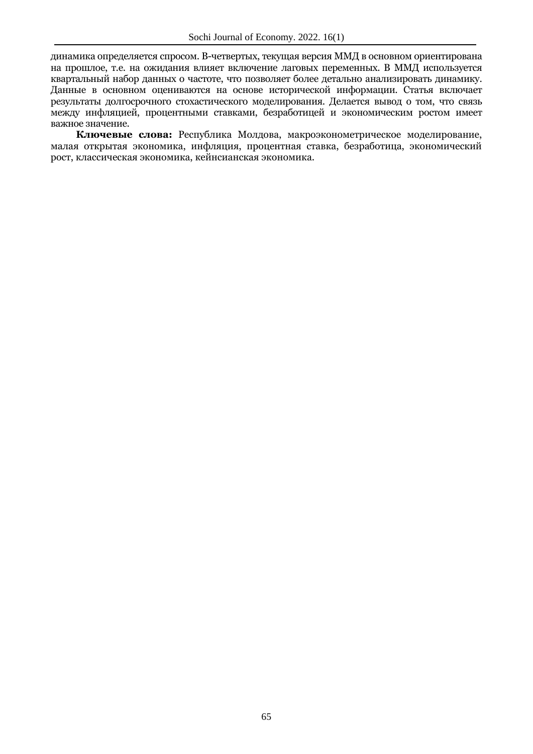динамика определяется спросом. В-четвертых, текущая версия ММД в основном ориентирована на прошлое, т.е. на ожидания влияет включение лаговых переменных. В ММД используется квартальный набор данных о частоте, что позволяет более детально анализировать динамику. Данные в основном оцениваются на основе исторической информации. Статья включает результаты долгосрочного стохастического моделирования. Делается вывод о том, что связь между инфляцией, процентными ставками, безработицей и экономическим ростом имеет важное значение.

**Ключевые слова:** Республика Молдова, макроэконометрическое моделирование, малая открытая экономика, инфляция, процентная ставка, безработица, экономический рост, классическая экономика, кейнсианская экономика.